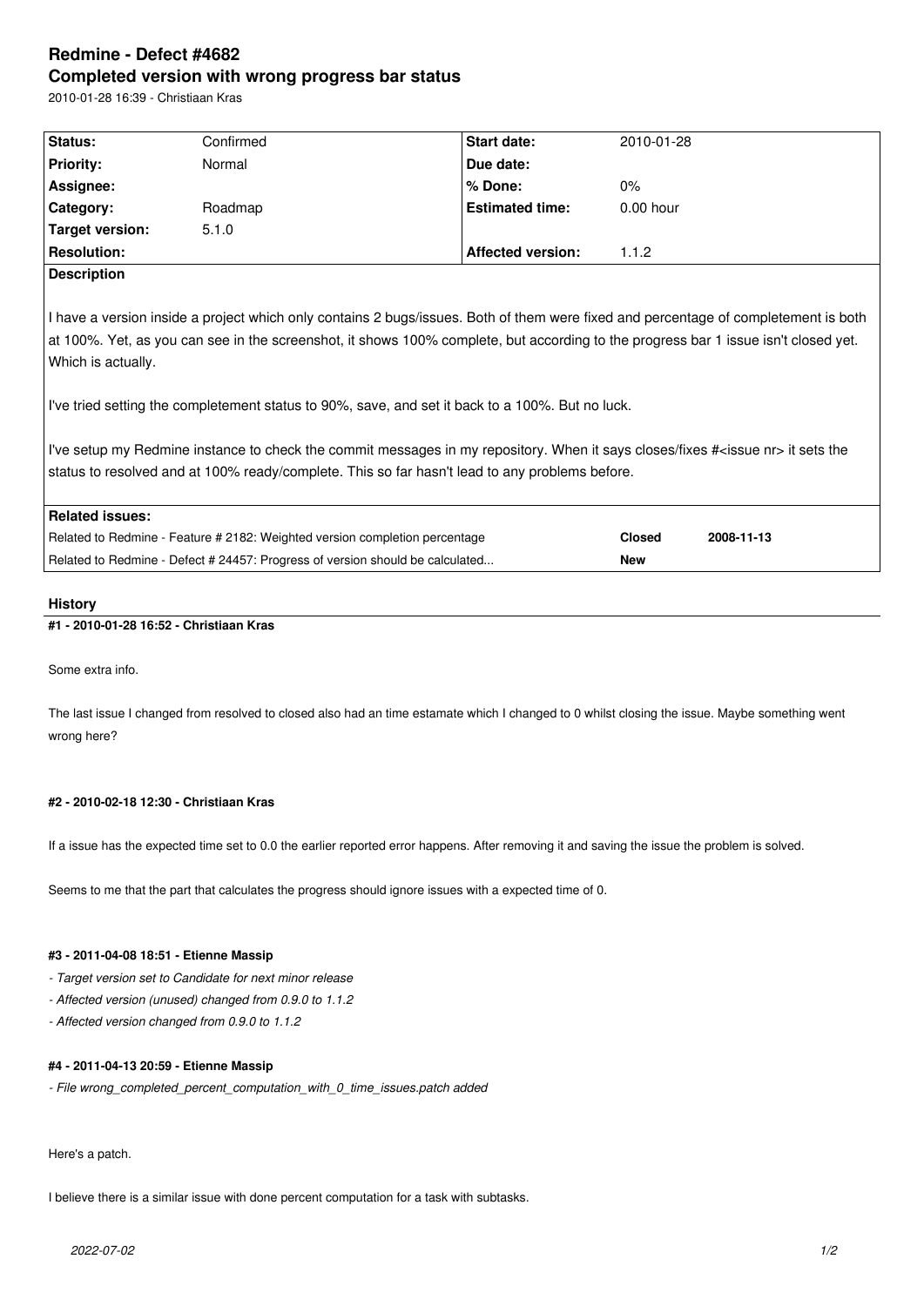# Redmine - Defect #4682

## Completed version with wrong progress bar status

2010-01-28 16:39 - Christiaan Kras

| Status: | Confirmed | Start date: | 2010-01-28 |
|---|---|---|---|
| Priority: | Normal | Due date: | |
| Assignee: | | % Done: | 0% |
| Category: | Roadmap | Estimated time: | 0.00 hour |
| Target version: | 5.1.0 | | |
| Resolution: | | Affected version: | 1.1.2 |

**Description**

I have a version inside a project which only contains 2 bugs/issues. Both of them were fixed and percentage of completement is both at 100%. Yet, as you can see in the screenshot, it shows 100% complete, but according to the progress bar 1 issue isn't closed yet. Which is actually.

I've tried setting the completement status to 90%, save, and set it back to a 100%. But no luck.

I've setup my Redmine instance to check the commit messages in my repository. When it says closes/fixes #<issue nr> it sets the status to resolved and at 100% ready/complete. This so far hasn't lead to any problems before.

**Related issues:**

| | | |
|---|---|---|
| Related to Redmine - Feature # 2182: Weighted version completion percentage | Closed | 2008-11-13 |
| Related to Redmine - Defect # 24457: Progress of version should be calculated... | New | |

### History

#### #1 - 2010-01-28 16:52 - Christiaan Kras

Some extra info.

The last issue I changed from resolved to closed also had an time estamate which I changed to 0 whilst closing the issue. Maybe something went wrong here?

#### #2 - 2010-02-18 12:30 - Christiaan Kras

If a issue has the expected time set to 0.0 the earlier reported error happens. After removing it and saving the issue the problem is solved.

Seems to me that the part that calculates the progress should ignore issues with a expected time of 0.

#### #3 - 2011-04-08 18:51 - Etienne Massip

- *Target version set to Candidate for next minor release*
- *Affected version (unused) changed from 0.9.0 to 1.1.2*
- *Affected version changed from 0.9.0 to 1.1.2*

#### #4 - 2011-04-13 20:59 - Etienne Massip

- *File wrong_completed_percent_computation_with_0_time_issues.patch added*

Here's a patch.

I believe there is a similar issue with done percent computation for a task with subtasks.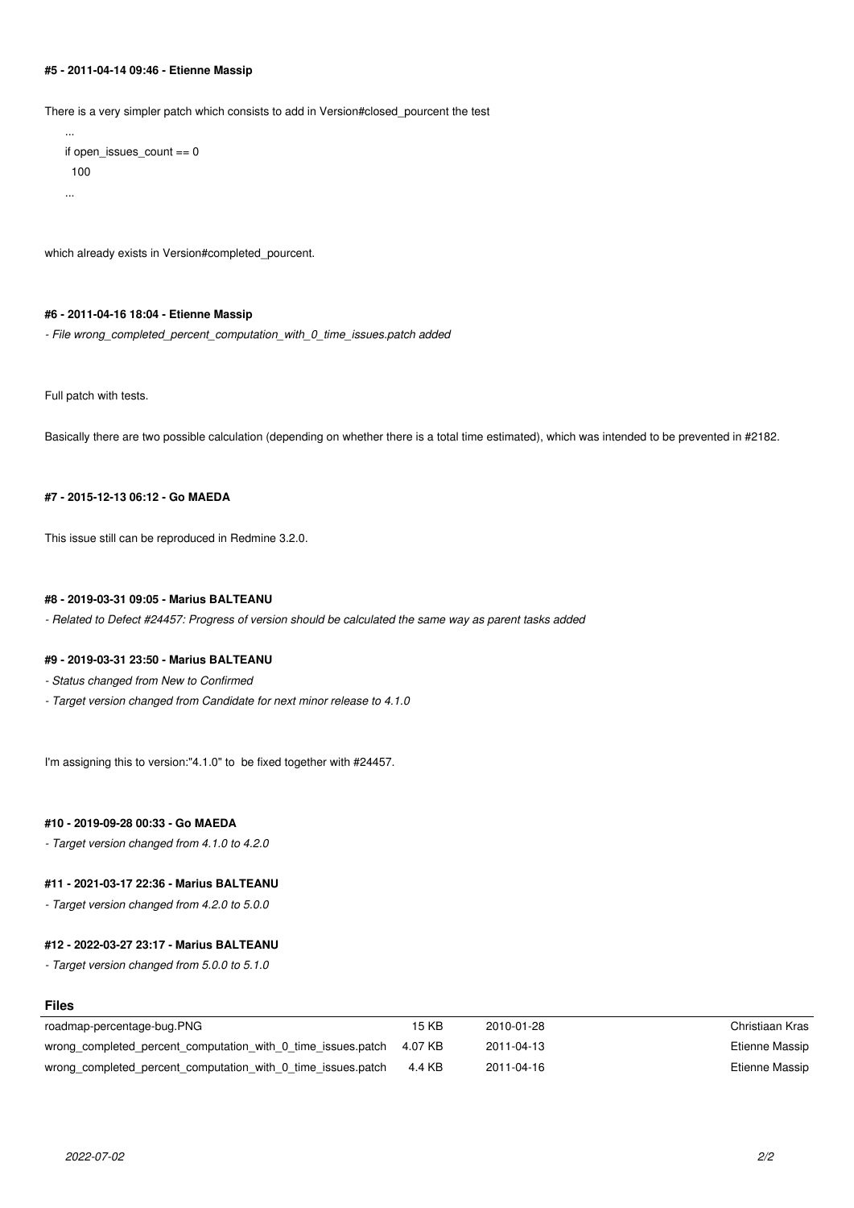#### #5 - 2011-04-14 09:46 - Etienne Massip

There is a very simpler patch which consists to add in Version#closed_pourcent the test

```
...
if open_issues_count == 0
  100
...
```

which already exists in Version#completed_pourcent.

#### #6 - 2011-04-16 18:04 - Etienne Massip

*- File wrong_completed_percent_computation_with_0_time_issues.patch added*

Full patch with tests.

Basically there are two possible calculation (depending on whether there is a total time estimated), which was intended to be prevented in #2182.

#### #7 - 2015-12-13 06:12 - Go MAEDA

This issue still can be reproduced in Redmine 3.2.0.

#### #8 - 2019-03-31 09:05 - Marius BALTEANU

*- Related to Defect #24457: Progress of version should be calculated the same way as parent tasks added*

#### #9 - 2019-03-31 23:50 - Marius BALTEANU

*- Status changed from New to Confirmed*

*- Target version changed from Candidate for next minor release to 4.1.0*

I'm assigning this to version:"4.1.0" to be fixed together with #24457.

#### #10 - 2019-09-28 00:33 - Go MAEDA

*- Target version changed from 4.1.0 to 4.2.0*

#### #11 - 2021-03-17 22:36 - Marius BALTEANU

*- Target version changed from 4.2.0 to 5.0.0*

#### #12 - 2022-03-27 23:17 - Marius BALTEANU

*- Target version changed from 5.0.0 to 5.1.0*

### Files

| | | | |
|---|---|---|---|
| roadmap-percentage-bug.PNG | 15 KB | 2010-01-28 | Christiaan Kras |
| wrong_completed_percent_computation_with_0_time_issues.patch | 4.07 KB | 2011-04-13 | Etienne Massip |
| wrong_completed_percent_computation_with_0_time_issues.patch | 4.4 KB | 2011-04-16 | Etienne Massip |